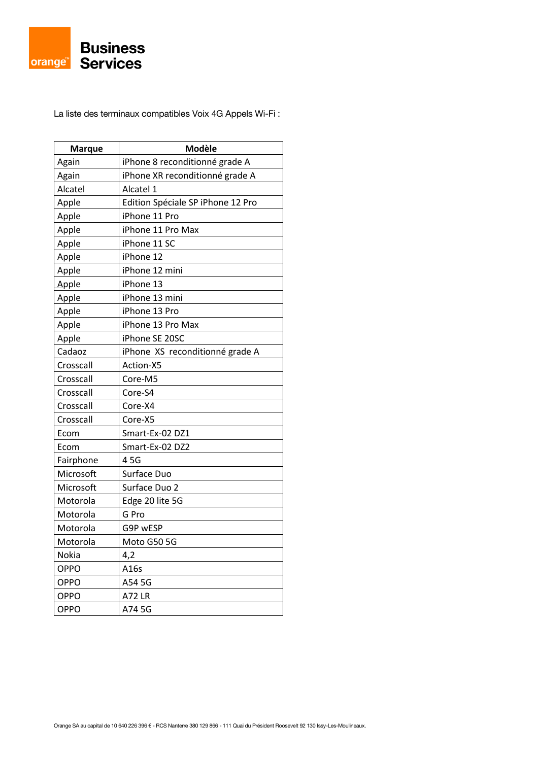**Business Services**

La liste des terminaux compatibles Voix 4G Appels Wi-Fi :

| Marque | Modèle |
|---|---|
| Again | iPhone 8 reconditionné grade A |
| Again | iPhone XR reconditionné grade A |
| Alcatel | Alcatel 1 |
| Apple | Edition Spéciale SP iPhone 12 Pro |
| Apple | iPhone 11 Pro |
| Apple | iPhone 11 Pro Max |
| Apple | iPhone 11 SC |
| Apple | iPhone 12 |
| Apple | iPhone 12 mini |
| Apple | iPhone 13 |
| Apple | iPhone 13 mini |
| Apple | iPhone 13 Pro |
| Apple | iPhone 13 Pro Max |
| Apple | iPhone SE 20SC |
| Cadaoz | iPhone XS reconditionné grade A |
| Crosscall | Action-X5 |
| Crosscall | Core-M5 |
| Crosscall | Core-S4 |
| Crosscall | Core-X4 |
| Crosscall | Core-X5 |
| Ecom | Smart-Ex-02 DZ1 |
| Ecom | Smart-Ex-02 DZ2 |
| Fairphone | 4 5G |
| Microsoft | Surface Duo |
| Microsoft | Surface Duo 2 |
| Motorola | Edge 20 lite 5G |
| Motorola | G Pro |
| Motorola | G9P wESP |
| Motorola | Moto G50 5G |
| Nokia | 4,2 |
| OPPO | A16s |
| OPPO | A54 5G |
| OPPO | A72 LR |
| OPPO | A74 5G |

Orange SA au capital de 10 640 226 396 € - RCS Nanterre 380 129 866 - 111 Quai du Président Roosevelt 92 130 Issy-Les-Moulineaux.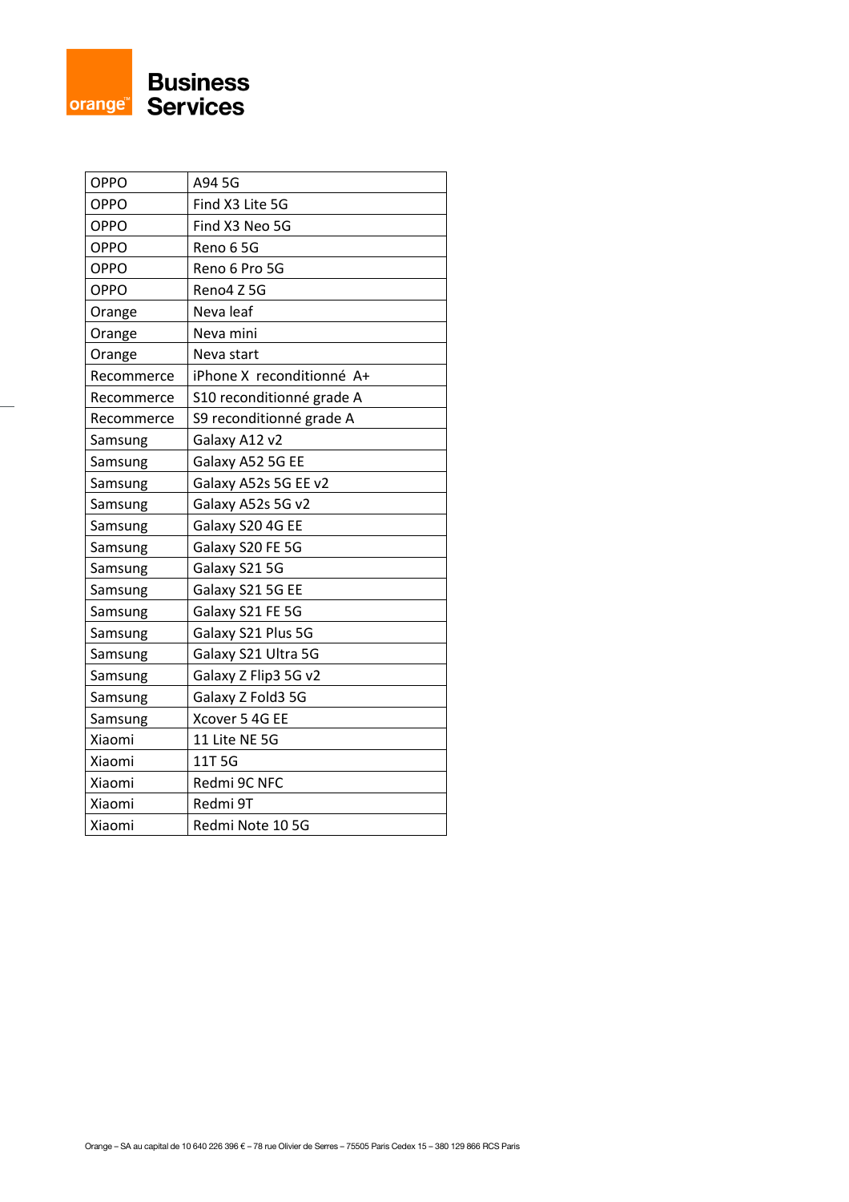| | |
|---|---|
| OPPO | A94 5G |
| OPPO | Find X3 Lite 5G |
| OPPO | Find X3 Neo 5G |
| OPPO | Reno 6 5G |
| OPPO | Reno 6 Pro 5G |
| OPPO | Reno4 Z 5G |
| Orange | Neva leaf |
| Orange | Neva mini |
| Orange | Neva start |
| Recommerce | iPhone X reconditionné A+ |
| Recommerce | S10 reconditionné grade A |
| Recommerce | S9 reconditionné grade A |
| Samsung | Galaxy A12 v2 |
| Samsung | Galaxy A52 5G EE |
| Samsung | Galaxy A52s 5G EE v2 |
| Samsung | Galaxy A52s 5G v2 |
| Samsung | Galaxy S20 4G EE |
| Samsung | Galaxy S20 FE 5G |
| Samsung | Galaxy S21 5G |
| Samsung | Galaxy S21 5G EE |
| Samsung | Galaxy S21 FE 5G |
| Samsung | Galaxy S21 Plus 5G |
| Samsung | Galaxy S21 Ultra 5G |
| Samsung | Galaxy Z Flip3 5G v2 |
| Samsung | Galaxy Z Fold3 5G |
| Samsung | Xcover 5 4G EE |
| Xiaomi | 11 Lite NE 5G |
| Xiaomi | 11T 5G |
| Xiaomi | Redmi 9C NFC |
| Xiaomi | Redmi 9T |
| Xiaomi | Redmi Note 10 5G |